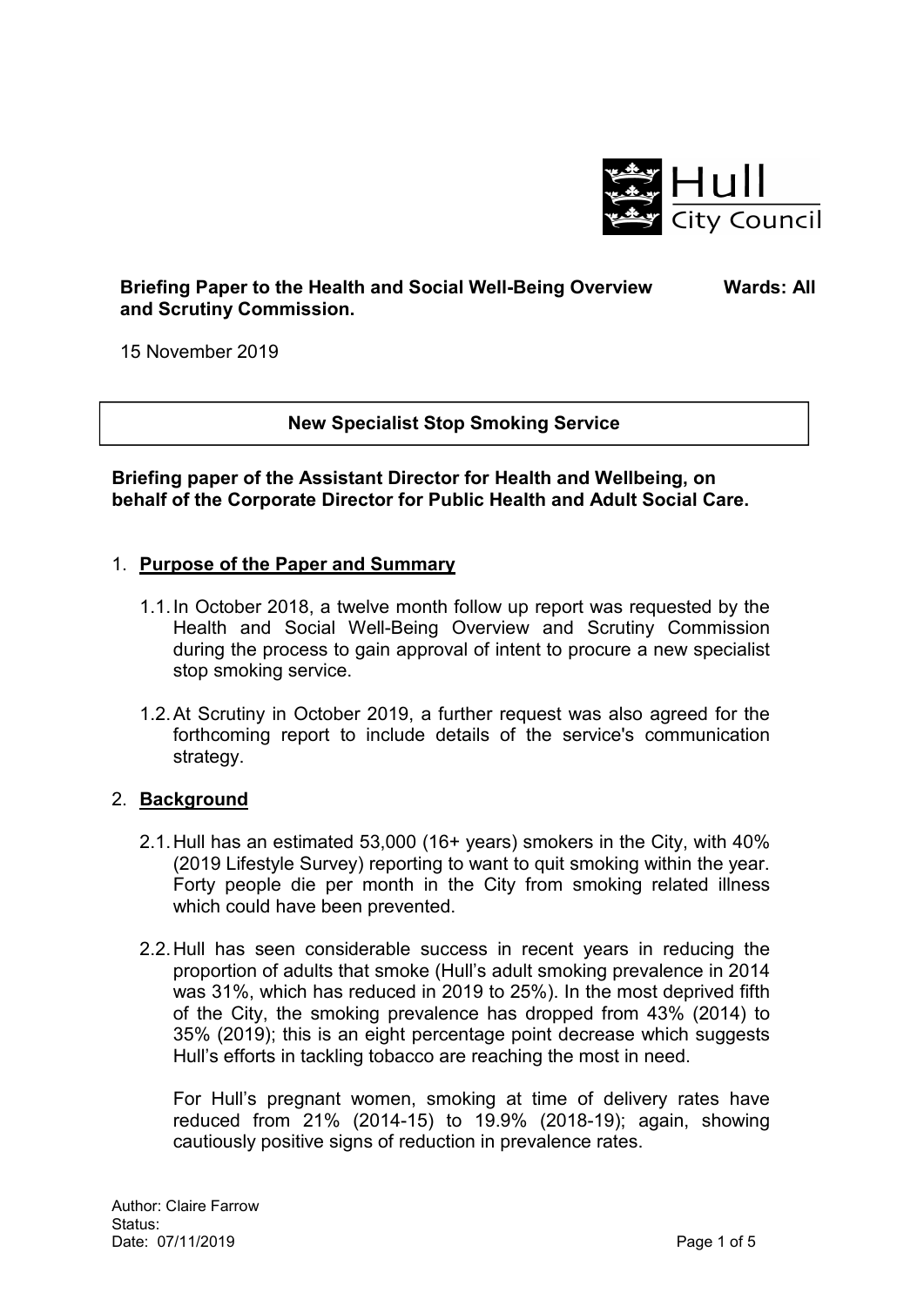Hull City Council

**Briefing Paper to the Health and Social Well-Being Overview and Scrutiny Commission.** **Wards: All**

15 November 2019

**New Specialist Stop Smoking Service**

**Briefing paper of the Assistant Director for Health and Wellbeing, on behalf of the Corporate Director for Public Health and Adult Social Care.**

## 1. Purpose of the Paper and Summary

1.1. In October 2018, a twelve month follow up report was requested by the Health and Social Well-Being Overview and Scrutiny Commission during the process to gain approval of intent to procure a new specialist stop smoking service.

1.2. At Scrutiny in October 2019, a further request was also agreed for the forthcoming report to include details of the service's communication strategy.

## 2. Background

2.1. Hull has an estimated 53,000 (16+ years) smokers in the City, with 40% (2019 Lifestyle Survey) reporting to want to quit smoking within the year. Forty people die per month in the City from smoking related illness which could have been prevented.

2.2. Hull has seen considerable success in recent years in reducing the proportion of adults that smoke (Hull's adult smoking prevalence in 2014 was 31%, which has reduced in 2019 to 25%). In the most deprived fifth of the City, the smoking prevalence has dropped from 43% (2014) to 35% (2019); this is an eight percentage point decrease which suggests Hull's efforts in tackling tobacco are reaching the most in need.

For Hull's pregnant women, smoking at time of delivery rates have reduced from 21% (2014-15) to 19.9% (2018-19); again, showing cautiously positive signs of reduction in prevalence rates.

Author: Claire Farrow
Status:
Date: 07/11/2019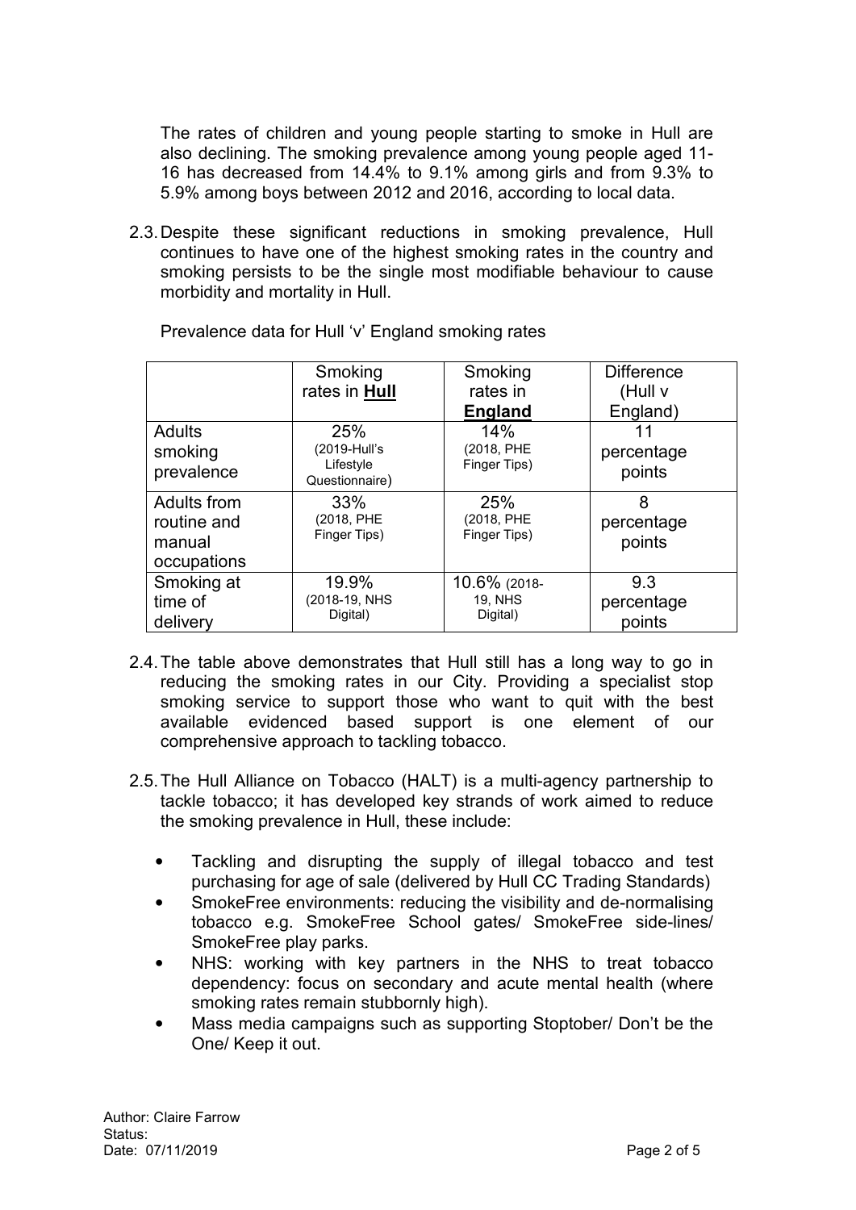The rates of children and young people starting to smoke in Hull are also declining. The smoking prevalence among young people aged 11-16 has decreased from 14.4% to 9.1% among girls and from 9.3% to 5.9% among boys between 2012 and 2016, according to local data.

2.3. Despite these significant reductions in smoking prevalence, Hull continues to have one of the highest smoking rates in the country and smoking persists to be the single most modifiable behaviour to cause morbidity and mortality in Hull.

Prevalence data for Hull 'v' England smoking rates

| | Smoking rates in **Hull** | Smoking rates in **England** | Difference (Hull v England) |
|---|---|---|---|
| Adults smoking prevalence | 25% (2019-Hull's Lifestyle Questionnaire) | 14% (2018, PHE Finger Tips) | 11 percentage points |
| Adults from routine and manual occupations | 33% (2018, PHE Finger Tips) | 25% (2018, PHE Finger Tips) | 8 percentage points |
| Smoking at time of delivery | 19.9% (2018-19, NHS Digital) | 10.6% (2018-19, NHS Digital) | 9.3 percentage points |

2.4. The table above demonstrates that Hull still has a long way to go in reducing the smoking rates in our City. Providing a specialist stop smoking service to support those who want to quit with the best available evidenced based support is one element of our comprehensive approach to tackling tobacco.

2.5. The Hull Alliance on Tobacco (HALT) is a multi-agency partnership to tackle tobacco; it has developed key strands of work aimed to reduce the smoking prevalence in Hull, these include:

- Tackling and disrupting the supply of illegal tobacco and test purchasing for age of sale (delivered by Hull CC Trading Standards)
- SmokeFree environments: reducing the visibility and de-normalising tobacco e.g. SmokeFree School gates/ SmokeFree side-lines/ SmokeFree play parks.
- NHS: working with key partners in the NHS to treat tobacco dependency: focus on secondary and acute mental health (where smoking rates remain stubbornly high).
- Mass media campaigns such as supporting Stoptober/ Don't be the One/ Keep it out.

Author: Claire Farrow
Status:
Date: 07/11/2019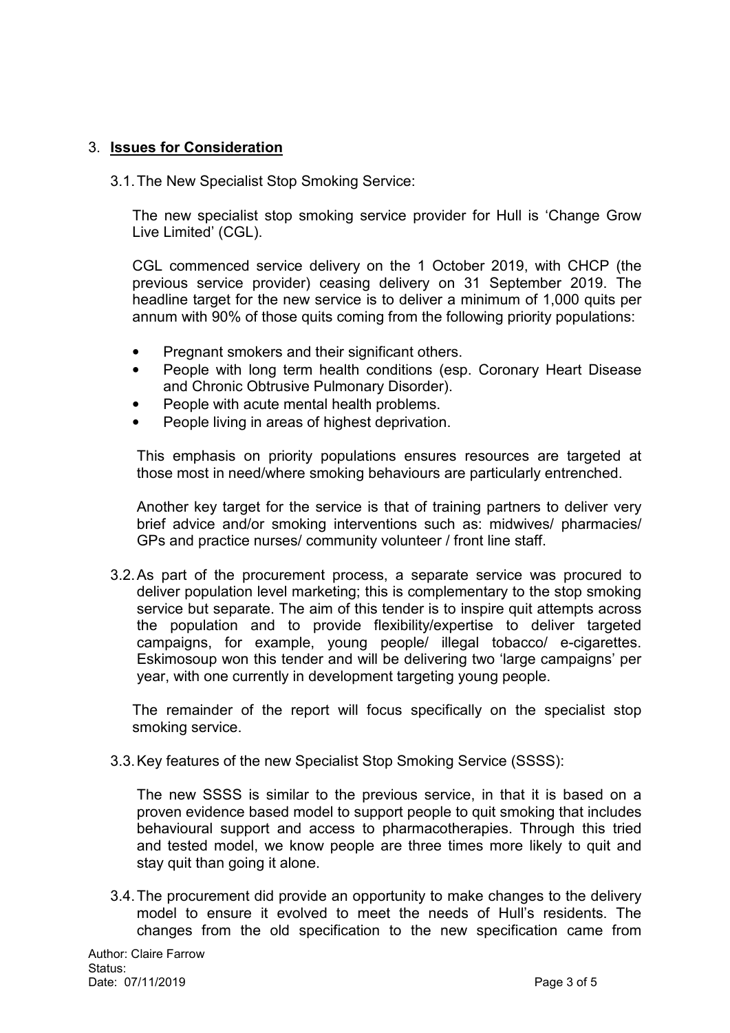## 3. **Issues for Consideration**

3.1. The New Specialist Stop Smoking Service:

The new specialist stop smoking service provider for Hull is 'Change Grow Live Limited' (CGL).

CGL commenced service delivery on the 1 October 2019, with CHCP (the previous service provider) ceasing delivery on 31 September 2019. The headline target for the new service is to deliver a minimum of 1,000 quits per annum with 90% of those quits coming from the following priority populations:

- Pregnant smokers and their significant others.
- People with long term health conditions (esp. Coronary Heart Disease and Chronic Obtrusive Pulmonary Disorder).
- People with acute mental health problems.
- People living in areas of highest deprivation.

This emphasis on priority populations ensures resources are targeted at those most in need/where smoking behaviours are particularly entrenched.

Another key target for the service is that of training partners to deliver very brief advice and/or smoking interventions such as: midwives/ pharmacies/ GPs and practice nurses/ community volunteer / front line staff.

3.2. As part of the procurement process, a separate service was procured to deliver population level marketing; this is complementary to the stop smoking service but separate. The aim of this tender is to inspire quit attempts across the population and to provide flexibility/expertise to deliver targeted campaigns, for example, young people/ illegal tobacco/ e-cigarettes. Eskimosoup won this tender and will be delivering two 'large campaigns' per year, with one currently in development targeting young people.

The remainder of the report will focus specifically on the specialist stop smoking service.

3.3. Key features of the new Specialist Stop Smoking Service (SSSS):

The new SSSS is similar to the previous service, in that it is based on a proven evidence based model to support people to quit smoking that includes behavioural support and access to pharmacotherapies. Through this tried and tested model, we know people are three times more likely to quit and stay quit than going it alone.

3.4. The procurement did provide an opportunity to make changes to the delivery model to ensure it evolved to meet the needs of Hull's residents. The changes from the old specification to the new specification came from

Author: Claire Farrow
Status:
Date: 07/11/2019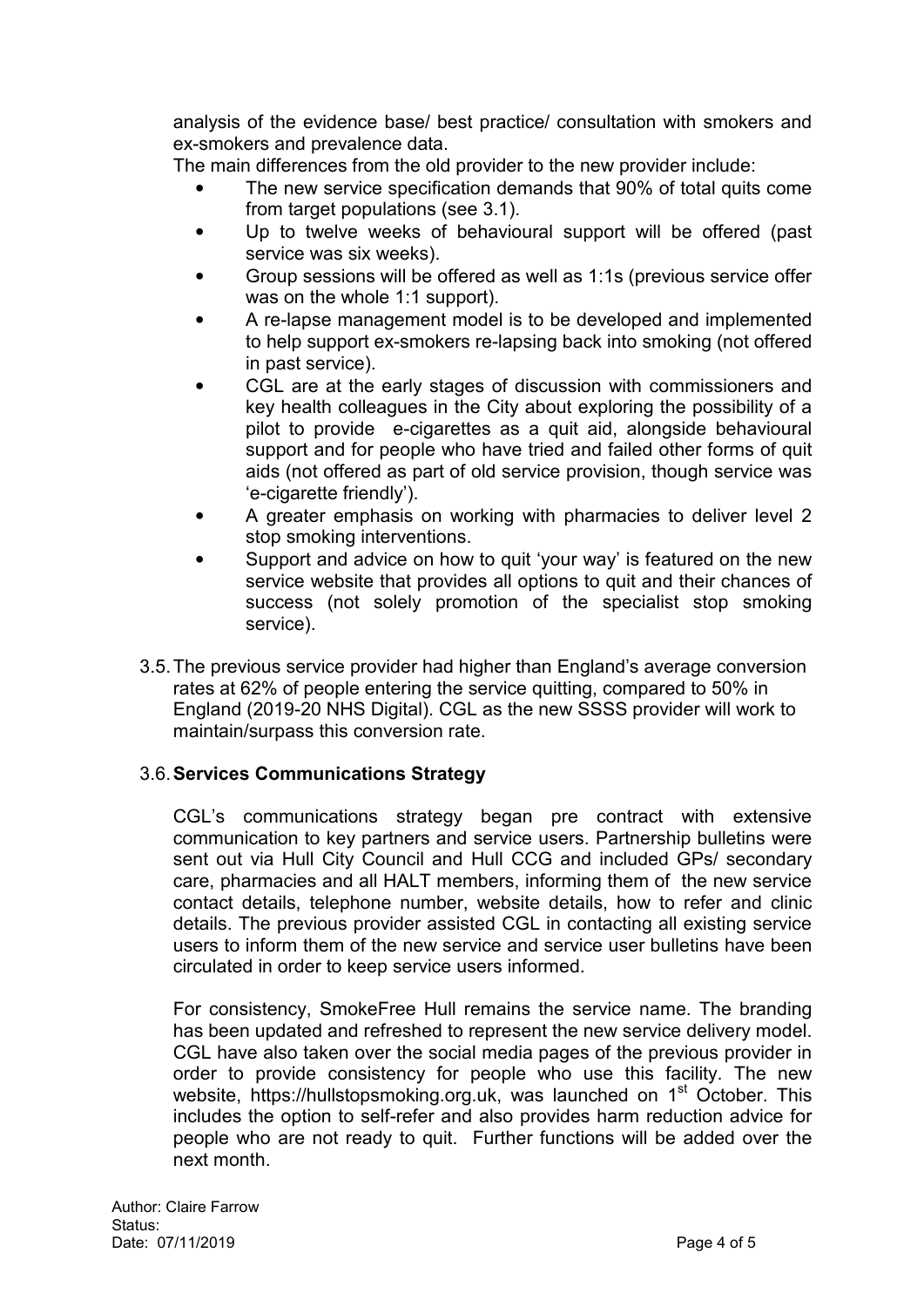analysis of the evidence base/ best practice/ consultation with smokers and ex-smokers and prevalence data.

The main differences from the old provider to the new provider include:

- The new service specification demands that 90% of total quits come from target populations (see 3.1).
- Up to twelve weeks of behavioural support will be offered (past service was six weeks).
- Group sessions will be offered as well as 1:1s (previous service offer was on the whole 1:1 support).
- A re-lapse management model is to be developed and implemented to help support ex-smokers re-lapsing back into smoking (not offered in past service).
- CGL are at the early stages of discussion with commissioners and key health colleagues in the City about exploring the possibility of a pilot to provide e-cigarettes as a quit aid, alongside behavioural support and for people who have tried and failed other forms of quit aids (not offered as part of old service provision, though service was 'e-cigarette friendly').
- A greater emphasis on working with pharmacies to deliver level 2 stop smoking interventions.
- Support and advice on how to quit 'your way' is featured on the new service website that provides all options to quit and their chances of success (not solely promotion of the specialist stop smoking service).

3.5. The previous service provider had higher than England's average conversion rates at 62% of people entering the service quitting, compared to 50% in England (2019-20 NHS Digital). CGL as the new SSSS provider will work to maintain/surpass this conversion rate.

3.6. **Services Communications Strategy**

CGL's communications strategy began pre contract with extensive communication to key partners and service users. Partnership bulletins were sent out via Hull City Council and Hull CCG and included GPs/ secondary care, pharmacies and all HALT members, informing them of the new service contact details, telephone number, website details, how to refer and clinic details. The previous provider assisted CGL in contacting all existing service users to inform them of the new service and service user bulletins have been circulated in order to keep service users informed.

For consistency, SmokeFree Hull remains the service name. The branding has been updated and refreshed to represent the new service delivery model. CGL have also taken over the social media pages of the previous provider in order to provide consistency for people who use this facility. The new website, https://hullstopsmoking.org.uk, was launched on 1st October. This includes the option to self-refer and also provides harm reduction advice for people who are not ready to quit. Further functions will be added over the next month.

Author: Claire Farrow
Status:
Date: 07/11/2019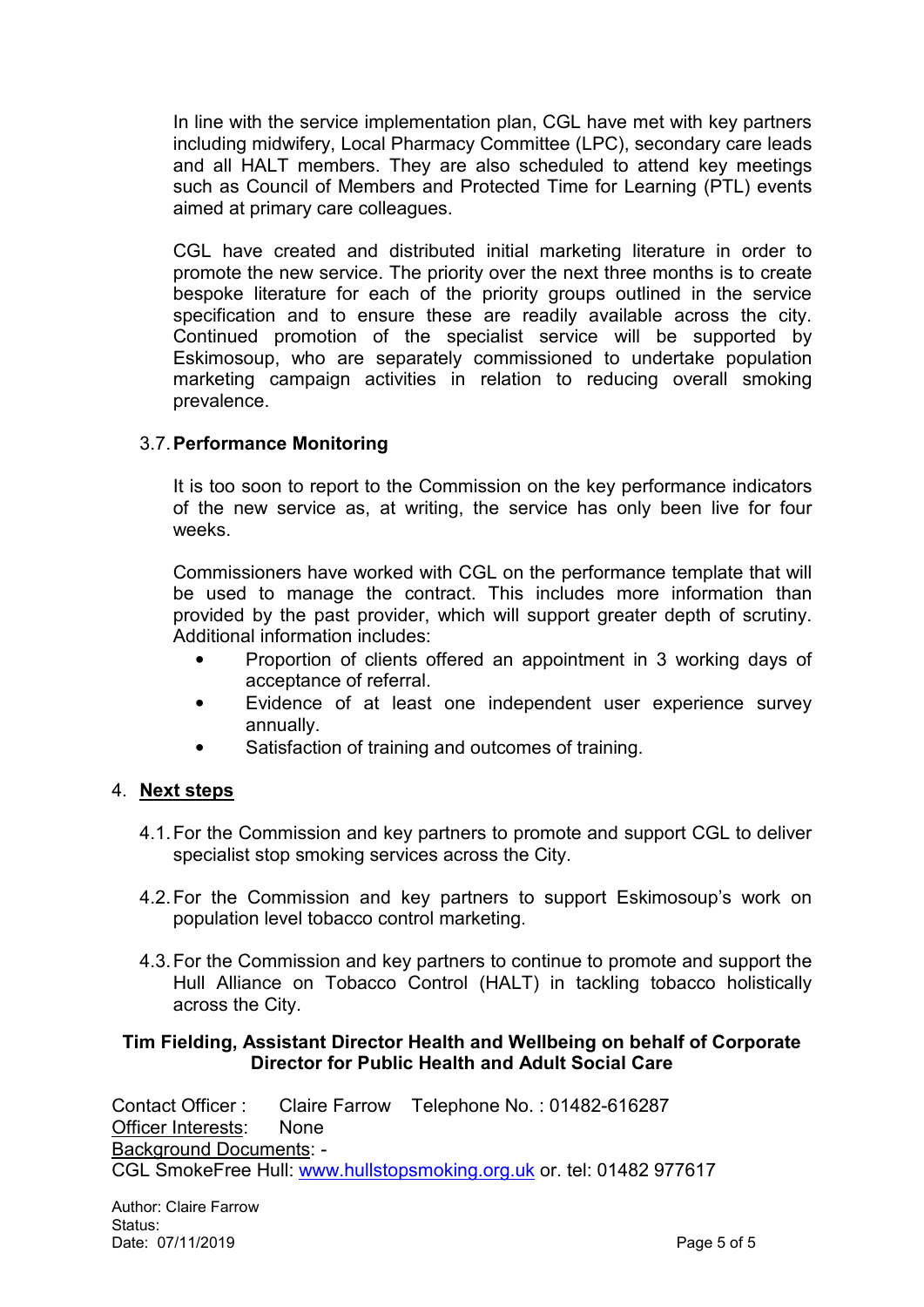In line with the service implementation plan, CGL have met with key partners including midwifery, Local Pharmacy Committee (LPC), secondary care leads and all HALT members. They are also scheduled to attend key meetings such as Council of Members and Protected Time for Learning (PTL) events aimed at primary care colleagues.

CGL have created and distributed initial marketing literature in order to promote the new service. The priority over the next three months is to create bespoke literature for each of the priority groups outlined in the service specification and to ensure these are readily available across the city. Continued promotion of the specialist service will be supported by Eskimosoup, who are separately commissioned to undertake population marketing campaign activities in relation to reducing overall smoking prevalence.

### 3.7. Performance Monitoring

It is too soon to report to the Commission on the key performance indicators of the new service as, at writing, the service has only been live for four weeks.

Commissioners have worked with CGL on the performance template that will be used to manage the contract. This includes more information than provided by the past provider, which will support greater depth of scrutiny. Additional information includes:

- Proportion of clients offered an appointment in 3 working days of acceptance of referral.
- Evidence of at least one independent user experience survey annually.
- Satisfaction of training and outcomes of training.

## 4. Next steps

4.1. For the Commission and key partners to promote and support CGL to deliver specialist stop smoking services across the City.

4.2. For the Commission and key partners to support Eskimosoup's work on population level tobacco control marketing.

4.3. For the Commission and key partners to continue to promote and support the Hull Alliance on Tobacco Control (HALT) in tackling tobacco holistically across the City.

**Tim Fielding, Assistant Director Health and Wellbeing on behalf of Corporate Director for Public Health and Adult Social Care**

Contact Officer : Claire Farrow Telephone No. : 01482-616287
Officer Interests: None
Background Documents: -
CGL SmokeFree Hull: www.hullstopsmoking.org.uk or. tel: 01482 977617

Author: Claire Farrow
Status:
Date: 07/11/2019